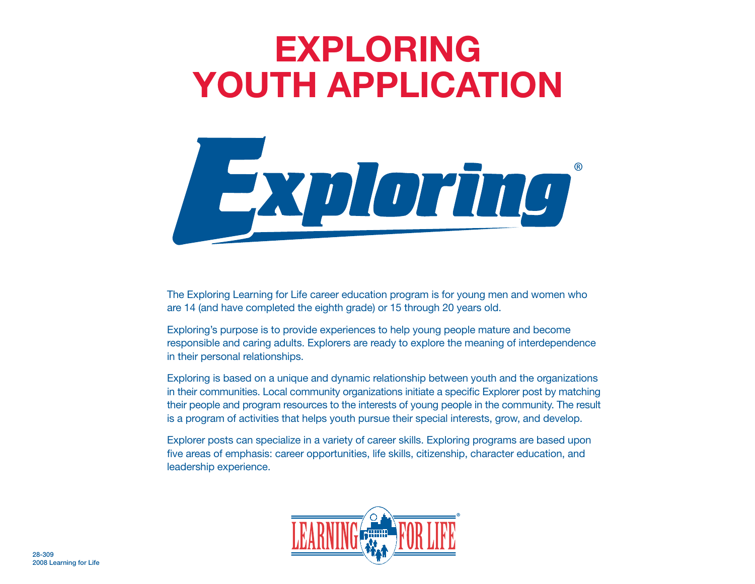# EXPLORING YOUTH APPLICATION

Exploring®

The Exploring Learning for Life career education program is for young men and women who are 14 (and have completed the eighth grade) or 15 through 20 years old.

Exploring's purpose is to provide experiences to help young people mature and become responsible and caring adults. Explorers are ready to explore the meaning of interdependence in their personal relationships.

Exploring is based on a unique and dynamic relationship between youth and the organizations in their communities. Local community organizations initiate a specific Explorer post by matching their people and program resources to the interests of young people in the community. The result is a program of activities that helps youth pursue their special interests, grow, and develop.

Explorer posts can specialize in a variety of career skills. Exploring programs are based upon five areas of emphasis: career opportunities, life skills, citizenship, character education, and leadership experience.

LEARNING FOR LIFE®

28-309
2008 Learning for Life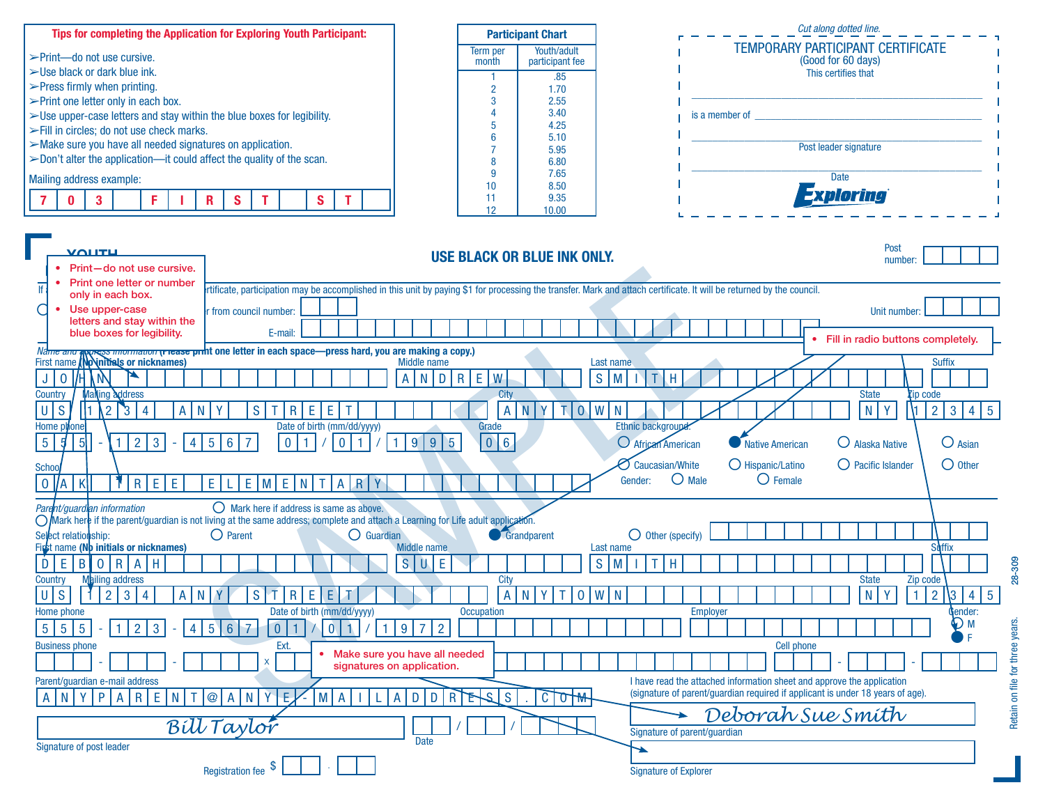**Tips for completing the Application for Exploring Youth Participant:**

- Print—do not use cursive.
- Use black or dark blue ink.
- Press firmly when printing.
- Print one letter only in each box.
- Use upper-case letters and stay within the blue boxes for legibility.
- Fill in circles; do not use check marks.
- Make sure you have all needed signatures on application.
- Don't alter the application—it could affect the quality of the scan.

Mailing address example:

| | | | | | | | | | | | |
|---|---|---|---|---|---|---|---|---|---|---|---|
| 7 | 0 | 3 | | F | I | R | S | T | | S | T |

**Participant Chart**

| Term per month | Youth/adult participant fee |
|---|---|
| 1 | .85 |
| 2 | 1.70 |
| 3 | 2.55 |
| 4 | 3.40 |
| 5 | 4.25 |
| 6 | 5.10 |
| 7 | 5.95 |
| 8 | 6.80 |
| 9 | 7.65 |
| 10 | 8.50 |
| 11 | 9.35 |
| 12 | 10.00 |

*Cut along dotted line.*

TEMPORARY PARTICIPANT CERTIFICATE
(Good for 60 days)
This certifies that

______________________________

is a member of ______________________________

______________________________
Post leader signature

______________________________
Date

Exploring

---

YOUTH

**USE BLACK OR BLUE INK ONLY.**

Post number:

- Print—do not use cursive.
- Print one letter or number only in each box.
- Use upper-case letters and stay within the blue boxes for legibility.

If ... certificate, participation may be accomplished in this unit by paying $1 for processing the transfer. Mark and attach certificate. It will be returned by the council.

... r from council number: Unit number:

E-mail:

- Fill in radio buttons completely.

Name and address information (Please print one letter in each space—press hard, you are making a copy.)

First name (No initials or nicknames): JOHN
Middle name: ANDREW
Last name: SMITH
Suffix:

Country: US
Mailing address: 1234 ANY STREET
City: ANYTOWN
State: NY
Zip code: 12345

Home phone: 555-123-4567
Date of birth (mm/dd/yyyy): 01/01/1995
Grade: 06

Ethnic background: ○ African American ● Native American ○ Alaska Native ○ Asian ○ Caucasian/White ○ Hispanic/Latino ○ Pacific Islander ○ Other

School: OAK TREE ELEMENTARY

Gender: ○ Male ○ Female

Parent/guardian information ○ Mark here if address is same as above.

○ Mark here if the parent/guardian is not living at the same address; complete and attach a Learning for Life adult application.

Select relationship: ○ Parent ○ Guardian ● Grandparent ○ Other (specify)

First name (No initials or nicknames): DEBORAH
Middle name: SUE
Last name: SMITH
Suffix:

Country: US
Mailing address: 1234 ANY STREET
City: ANYTOWN
State: NY
Zip code: 12345

Home phone: 555-123-4567
Date of birth (mm/dd/yyyy): 01/01/1972
Occupation:
Employer:
Gender: ○ M ● F

Business phone: - - x Ext.
Cell phone: - -

- Make sure you have all needed signatures on application.

Parent/guardian e-mail address: ANYPARENT@ANYE-MAILADDRESS.COM

I have read the attached information sheet and approve the application (signature of parent/guardian required if applicant is under 18 years of age).

Bill Taylor
Signature of post leader

Date: / /

Deborah Sue Smith
Signature of parent/guardian

Registration fee $ .

Signature of Explorer

SAMPLE

28-309

Retain on file for three years.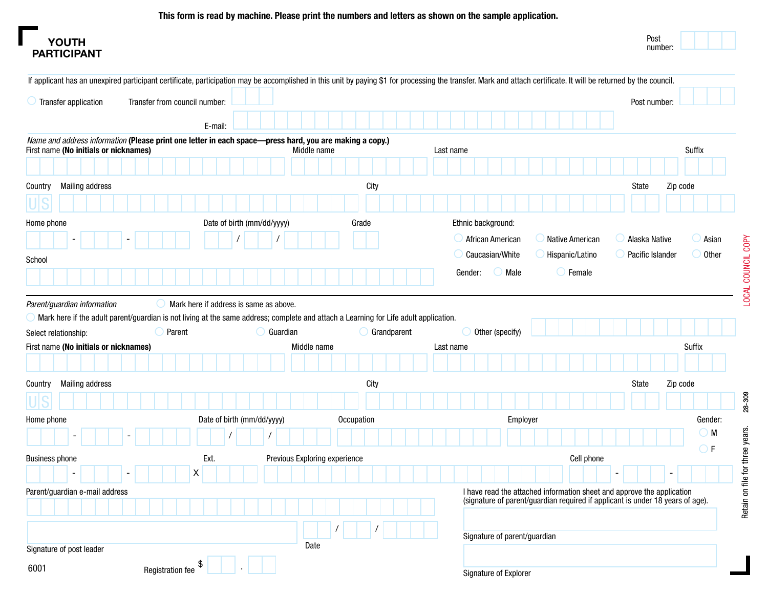This form is read by machine. Please print the numbers and letters as shown on the sample application.

# YOUTH PARTICIPANT

Post number:

If applicant has an unexpired participant certificate, participation may be accomplished in this unit by paying $1 for processing the transfer. Mark and attach certificate. It will be returned by the council.

○ Transfer application  Transfer from council number:  Post number:

E-mail:

*Name and address information* **(Please print one letter in each space—press hard, you are making a copy.)**

First name **(No initials or nicknames)**  Middle name  Last name  Suffix

Country  Mailing address  City  State  Zip code

US

Home phone  -  -  Date of birth (mm/dd/yyyy)  /  /  Grade

Ethnic background:

○ African American  ○ Native American  ○ Alaska Native  ○ Asian
○ Caucasian/White  ○ Hispanic/Latino  ○ Pacific Islander  ○ Other

School

Gender: ○ Male  ○ Female

LOCAL COUNCIL COPY

*Parent/guardian information*  ○ Mark here if address is same as above.

○ Mark here if the adult parent/guardian is not living at the same address; complete and attach a Learning for Life adult application.

Select relationship: ○ Parent  ○ Guardian  ○ Grandparent  ○ Other (specify)

First name **(No initials or nicknames)**  Middle name  Last name  Suffix

Country  Mailing address  City  State  Zip code

US

Home phone  -  -  Date of birth (mm/dd/yyyy)  /  /  Occupation  Employer  Gender: ○ M ○ F

Business phone  -  -  Ext. X  Previous Exploring experience  Cell phone  -  -

Parent/guardian e-mail address

I have read the attached information sheet and approve the application (signature of parent/guardian required if applicant is under 18 years of age).

Signature of post leader  Date  /  /

Signature of parent/guardian

6001  Registration fee $  .

Signature of Explorer

28-309  Retain on file for three years.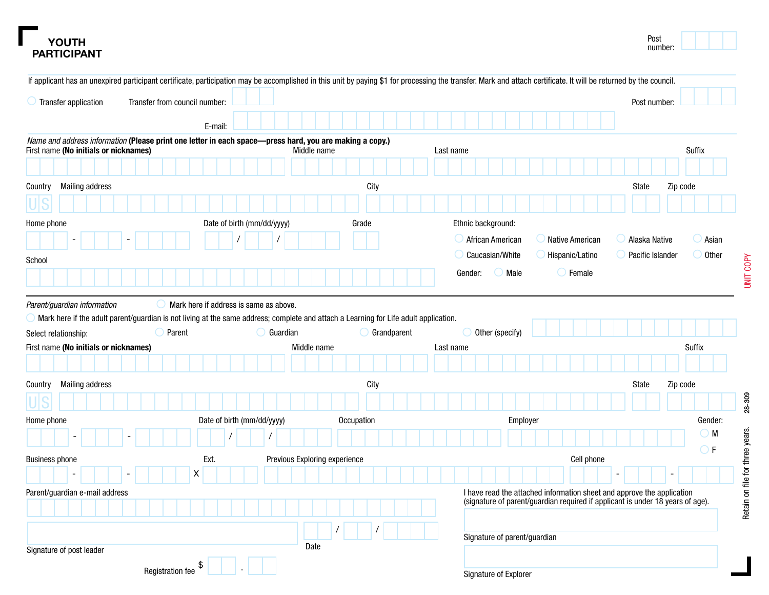# YOUTH PARTICIPANT

Post number:

If applicant has an unexpired participant certificate, participation may be accomplished in this unit by paying $1 for processing the transfer. Mark and attach certificate. It will be returned by the council.

○ Transfer application Transfer from council number: Post number:

E-mail:

*Name and address information* **(Please print one letter in each space—press hard, you are making a copy.)**

First name **(No initials or nicknames)** Middle name Last name Suffix

Country Mailing address City State Zip code

US

Home phone - - Date of birth (mm/dd/yyyy) / / Grade

Ethnic background:

○ African American ○ Native American ○ Alaska Native ○ Asian

○ Caucasian/White ○ Hispanic/Latino ○ Pacific Islander ○ Other

School

Gender: ○ Male ○ Female

UNIT COPY

*Parent/guardian information* ○ Mark here if address is same as above.

○ Mark here if the adult parent/guardian is not living at the same address; complete and attach a Learning for Life adult application.

Select relationship: ○ Parent ○ Guardian ○ Grandparent ○ Other (specify)

First name **(No initials or nicknames)** Middle name Last name Suffix

Country Mailing address City State Zip code

US

Home phone - - Date of birth (mm/dd/yyyy) / / Occupation Employer Gender: ○ M ○ F

Business phone - - Ext. X Previous Exploring experience Cell phone - -

Parent/guardian e-mail address

I have read the attached information sheet and approve the application (signature of parent/guardian required if applicant is under 18 years of age).

Signature of post leader Date / /

Signature of parent/guardian

Registration fee $ .

Signature of Explorer

28-309

Retain on file for three years.